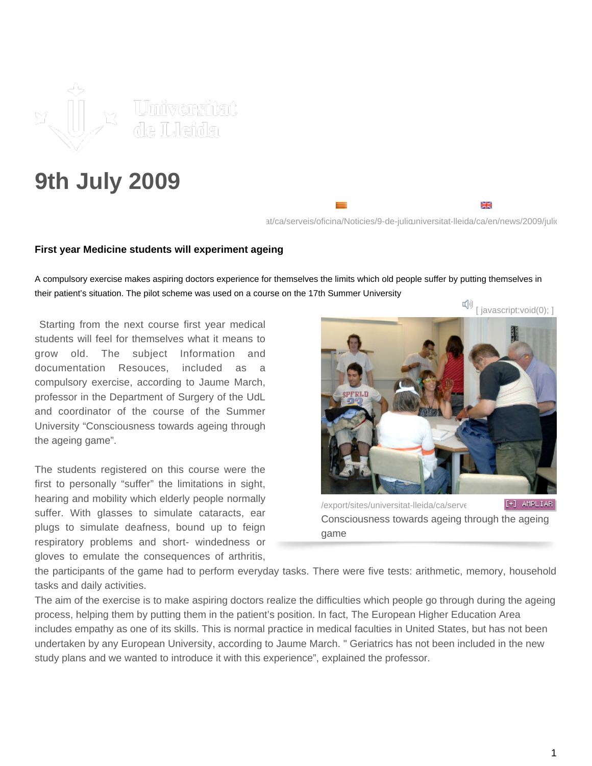# 9th July 2009

at/ca/serveis/oficina/Noticies/9-de-juliouniversitat-lleida/ca/en/news/2009/julio

**First year Medicine students will experiment ageing**

A compulsory exercise makes aspiring doctors experience for themselves the limits which old people suffer by putting themselves in their patient's situation. The pilot scheme was used on a course on the 17th Summer University

[ javascript:void(0); ]

Starting from the next course first year medical students will feel for themselves what it means to grow old. The subject Information and documentation Resouces, included as a compulsory exercise, according to Jaume March, professor in the Department of Surgery of the UdL and coordinator of the course of the Summer University "Consciousness towards ageing through the ageing game".

/export/sites/universitat-lleida/ca/serve [+] AMPLIAR

Consciousness towards ageing through the ageing game

The students registered on this course were the first to personally "suffer" the limitations in sight, hearing and mobility which elderly people normally suffer. With glasses to simulate cataracts, ear plugs to simulate deafness, bound up to feign respiratory problems and short- windedness or gloves to emulate the consequences of arthritis, the participants of the game had to perform everyday tasks. There were five tests: arithmetic, memory, household tasks and daily activities.

The aim of the exercise is to make aspiring doctors realize the difficulties which people go through during the ageing process, helping them by putting them in the patient's position. In fact, The European Higher Education Area includes empathy as one of its skills. This is normal practice in medical faculties in United States, but has not been undertaken by any European University, according to Jaume March. " Geriatrics has not been included in the new study plans and we wanted to introduce it with this experience", explained the professor.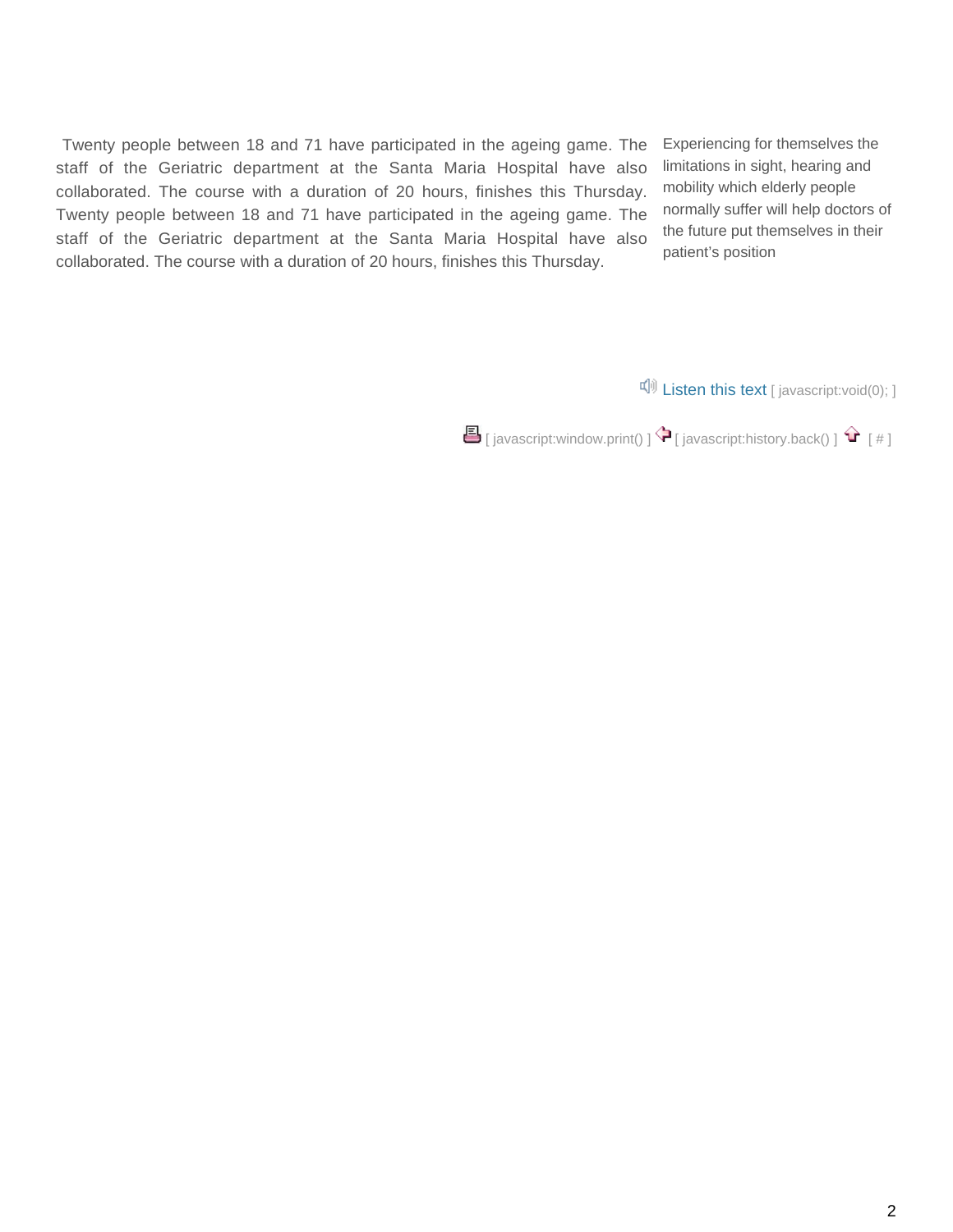Twenty people between 18 and 71 have participated in the ageing game. The staff of the Geriatric department at the Santa Maria Hospital have also collaborated. The course with a duration of 20 hours, finishes this Thursday. Twenty people between 18 and 71 have participated in the ageing game. The staff of the Geriatric department at the Santa Maria Hospital have also collaborated. The course with a duration of 20 hours, finishes this Thursday.

Experiencing for themselves the limitations in sight, hearing and mobility which elderly people normally suffer will help doctors of the future put themselves in their patient's position

Listen this text [ javascript:void(0); ]

[ javascript:window.print() ] [ javascript:history.back() ] [ # ]